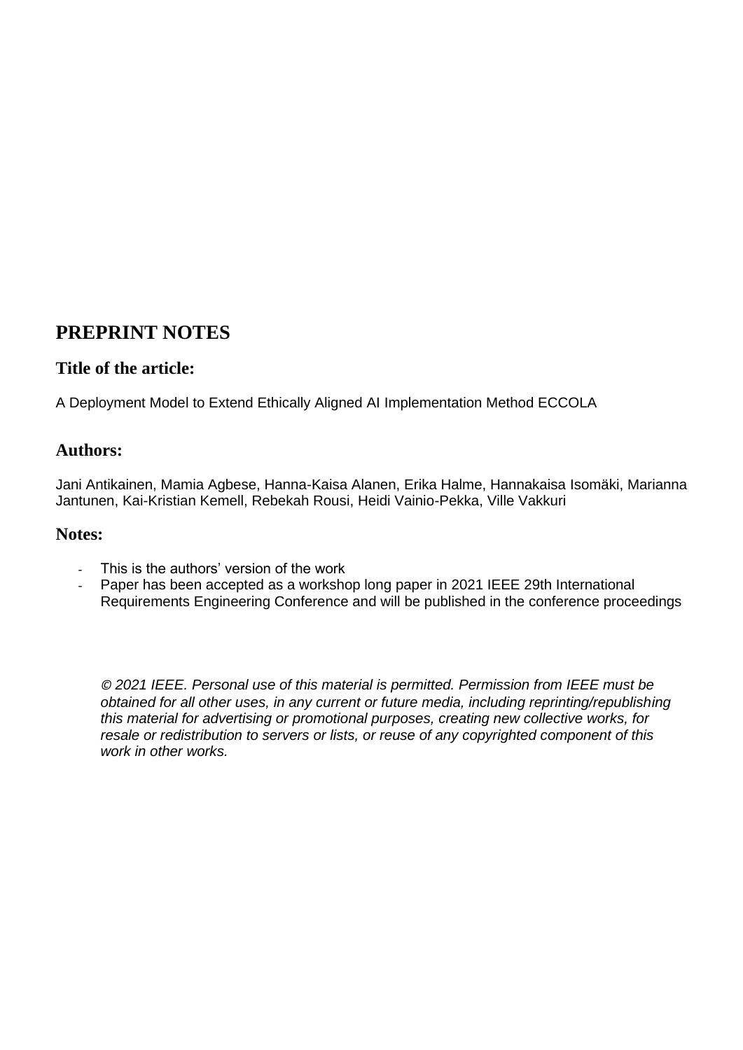# PREPRINT NOTES

## Title of the article:

A Deployment Model to Extend Ethically Aligned AI Implementation Method ECCOLA

## Authors:

Jani Antikainen, Mamia Agbese, Hanna-Kaisa Alanen, Erika Halme, Hannakaisa Isomäki, Marianna Jantunen, Kai-Kristian Kemell, Rebekah Rousi, Heidi Vainio-Pekka, Ville Vakkuri

## Notes:

- This is the authors' version of the work
- Paper has been accepted as a workshop long paper in 2021 IEEE 29th International Requirements Engineering Conference and will be published in the conference proceedings

*© 2021 IEEE. Personal use of this material is permitted. Permission from IEEE must be obtained for all other uses, in any current or future media, including reprinting/republishing this material for advertising or promotional purposes, creating new collective works, for resale or redistribution to servers or lists, or reuse of any copyrighted component of this work in other works.*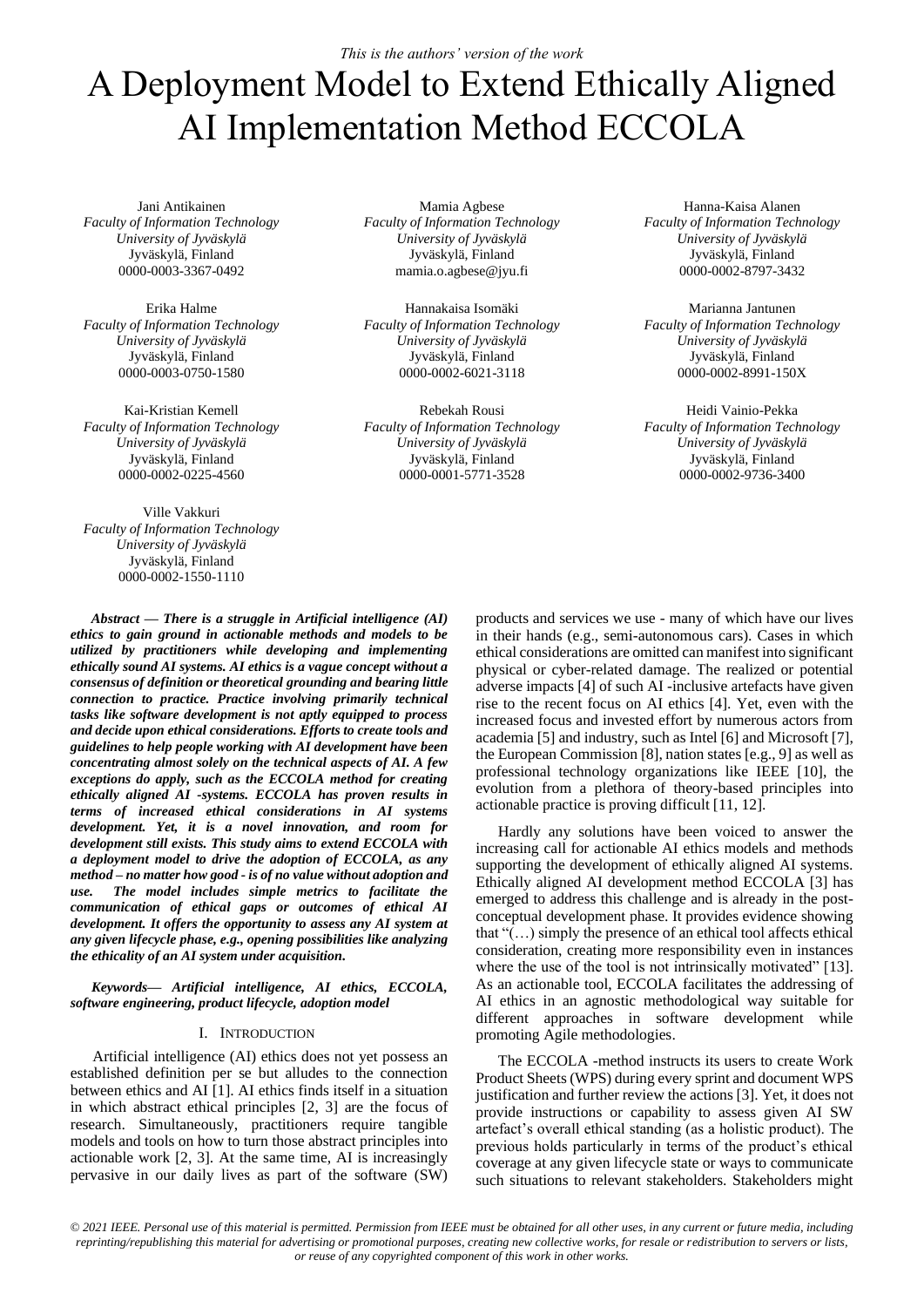*This is the authors' version of the work*

# A Deployment Model to Extend Ethically Aligned AI Implementation Method ECCOLA

Jani Antikainen
*Faculty of Information Technology*
*University of Jyväskylä*
Jyväskylä, Finland
0000-0003-3367-0492

Mamia Agbese
*Faculty of Information Technology*
*University of Jyväskylä*
Jyväskylä, Finland
mamia.o.agbese@jyu.fi

Hanna-Kaisa Alanen
*Faculty of Information Technology*
*University of Jyväskylä*
Jyväskylä, Finland
0000-0002-8797-3432

Erika Halme
*Faculty of Information Technology*
*University of Jyväskylä*
Jyväskylä, Finland
0000-0003-0750-1580

Hannakaisa Isomäki
*Faculty of Information Technology*
*University of Jyväskylä*
Jyväskylä, Finland
0000-0002-6021-3118

Marianna Jantunen
*Faculty of Information Technology*
*University of Jyväskylä*
Jyväskylä, Finland
0000-0002-8991-150X

Kai-Kristian Kemell
*Faculty of Information Technology*
*University of Jyväskylä*
Jyväskylä, Finland
0000-0002-0225-4560

Rebekah Rousi
*Faculty of Information Technology*
*University of Jyväskylä*
Jyväskylä, Finland
0000-0001-5771-3528

Heidi Vainio-Pekka
*Faculty of Information Technology*
*University of Jyväskylä*
Jyväskylä, Finland
0000-0002-9736-3400

Ville Vakkuri
*Faculty of Information Technology*
*University of Jyväskylä*
Jyväskylä, Finland
0000-0002-1550-1110

***Abstract* — *There is a struggle in Artificial intelligence (AI) ethics to gain ground in actionable methods and models to be utilized by practitioners while developing and implementing ethically sound AI systems. AI ethics is a vague concept without a consensus of definition or theoretical grounding and bearing little connection to practice. Practice involving primarily technical tasks like software development is not aptly equipped to process and decide upon ethical considerations. Efforts to create tools and guidelines to help people working with AI development have been concentrating almost solely on the technical aspects of AI. A few exceptions do apply, such as the ECCOLA method for creating ethically aligned AI -systems. ECCOLA has proven results in terms of increased ethical considerations in AI systems development. Yet, it is a novel innovation, and room for development still exists. This study aims to extend ECCOLA with a deployment model to drive the adoption of ECCOLA, as any method – no matter how good - is of no value without adoption and use. The model includes simple metrics to facilitate the communication of ethical gaps or outcomes of ethical AI development. It offers the opportunity to assess any AI system at any given lifecycle phase, e.g., opening possibilities like analyzing the ethicality of an AI system under acquisition.***

***Keywords— Artificial intelligence, AI ethics, ECCOLA, software engineering, product lifecycle, adoption model***

## I. Introduction

Artificial intelligence (AI) ethics does not yet possess an established definition per se but alludes to the connection between ethics and AI [1]. AI ethics finds itself in a situation in which abstract ethical principles [2, 3] are the focus of research. Simultaneously, practitioners require tangible models and tools on how to turn those abstract principles into actionable work [2, 3]. At the same time, AI is increasingly pervasive in our daily lives as part of the software (SW) products and services we use - many of which have our lives in their hands (e.g., semi-autonomous cars). Cases in which ethical considerations are omitted can manifest into significant physical or cyber-related damage. The realized or potential adverse impacts [4] of such AI -inclusive artefacts have given rise to the recent focus on AI ethics [4]. Yet, even with the increased focus and invested effort by numerous actors from academia [5] and industry, such as Intel [6] and Microsoft [7], the European Commission [8], nation states [e.g., 9] as well as professional technology organizations like IEEE [10], the evolution from a plethora of theory-based principles into actionable practice is proving difficult [11, 12].

Hardly any solutions have been voiced to answer the increasing call for actionable AI ethics models and methods supporting the development of ethically aligned AI systems. Ethically aligned AI development method ECCOLA [3] has emerged to address this challenge and is already in the post-conceptual development phase. It provides evidence showing that "(…) simply the presence of an ethical tool affects ethical consideration, creating more responsibility even in instances where the use of the tool is not intrinsically motivated" [13]. As an actionable tool, ECCOLA facilitates the addressing of AI ethics in an agnostic methodological way suitable for different approaches in software development while promoting Agile methodologies.

The ECCOLA -method instructs its users to create Work Product Sheets (WPS) during every sprint and document WPS justification and further review the actions [3]. Yet, it does not provide instructions or capability to assess given AI SW artefact's overall ethical standing (as a holistic product). The previous holds particularly in terms of the product's ethical coverage at any given lifecycle state or ways to communicate such situations to relevant stakeholders. Stakeholders might

*© 2021 IEEE. Personal use of this material is permitted. Permission from IEEE must be obtained for all other uses, in any current or future media, including reprinting/republishing this material for advertising or promotional purposes, creating new collective works, for resale or redistribution to servers or lists, or reuse of any copyrighted component of this work in other works.*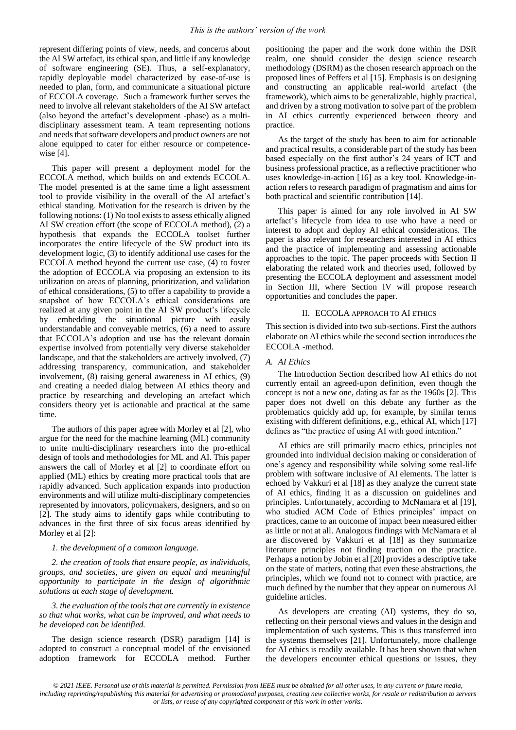represent differing points of view, needs, and concerns about the AI SW artefact, its ethical span, and little if any knowledge of software engineering (SE). Thus, a self-explanatory, rapidly deployable model characterized by ease-of-use is needed to plan, form, and communicate a situational picture of ECCOLA coverage. Such a framework further serves the need to involve all relevant stakeholders of the AI SW artefact (also beyond the artefact's development -phase) as a multi-disciplinary assessment team. A team representing notions and needs that software developers and product owners are not alone equipped to cater for either resource or competence-wise [4].

This paper will present a deployment model for the ECCOLA method, which builds on and extends ECCOLA. The model presented is at the same time a light assessment tool to provide visibility in the overall of the AI artefact's ethical standing. Motivation for the research is driven by the following notions: (1) No tool exists to assess ethically aligned AI SW creation effort (the scope of ECCOLA method), (2) a hypothesis that expands the ECCOLA toolset further incorporates the entire lifecycle of the SW product into its development logic, (3) to identify additional use cases for the ECCOLA method beyond the current use case, (4) to foster the adoption of ECCOLA via proposing an extension to its utilization on areas of planning, prioritization, and validation of ethical considerations, (5) to offer a capability to provide a snapshot of how ECCOLA's ethical considerations are realized at any given point in the AI SW product's lifecycle by embedding the situational picture with easily understandable and conveyable metrics, (6) a need to assure that ECCOLA's adoption and use has the relevant domain expertise involved from potentially very diverse stakeholder landscape, and that the stakeholders are actively involved, (7) addressing transparency, communication, and stakeholder involvement, (8) raising general awareness in AI ethics, (9) and creating a needed dialog between AI ethics theory and practice by researching and developing an artefact which considers theory yet is actionable and practical at the same time.

The authors of this paper agree with Morley et al [2], who argue for the need for the machine learning (ML) community to unite multi-disciplinary researchers into the pro-ethical design of tools and methodologies for ML and AI. This paper answers the call of Morley et al [2] to coordinate effort on applied (ML) ethics by creating more practical tools that are rapidly advanced. Such application expands into production environments and will utilize multi-disciplinary competencies represented by innovators, policymakers, designers, and so on [2]. The study aims to identify gaps while contributing to advances in the first three of six focus areas identified by Morley et al [2]:

*1. the development of a common language.*

*2. the creation of tools that ensure people, as individuals, groups, and societies, are given an equal and meaningful opportunity to participate in the design of algorithmic solutions at each stage of development.*

*3. the evaluation of the tools that are currently in existence so that what works, what can be improved, and what needs to be developed can be identified.*

The design science research (DSR) paradigm [14] is adopted to construct a conceptual model of the envisioned adoption framework for ECCOLA method. Further positioning the paper and the work done within the DSR realm, one should consider the design science research methodology (DSRM) as the chosen research approach on the proposed lines of Peffers et al [15]. Emphasis is on designing and constructing an applicable real-world artefact (the framework), which aims to be generalizable, highly practical, and driven by a strong motivation to solve part of the problem in AI ethics currently experienced between theory and practice.

As the target of the study has been to aim for actionable and practical results, a considerable part of the study has been based especially on the first author's 24 years of ICT and business professional practice, as a reflective practitioner who uses knowledge-in-action [16] as a key tool. Knowledge-in-action refers to research paradigm of pragmatism and aims for both practical and scientific contribution [14].

This paper is aimed for any role involved in AI SW artefact's lifecycle from idea to use who have a need or interest to adopt and deploy AI ethical considerations. The paper is also relevant for researchers interested in AI ethics and the practice of implementing and assessing actionable approaches to the topic. The paper proceeds with Section II elaborating the related work and theories used, followed by presenting the ECCOLA deployment and assessment model in Section III, where Section IV will propose research opportunities and concludes the paper.

## II. ECCOLA APPROACH TO AI ETHICS

This section is divided into two sub-sections. First the authors elaborate on AI ethics while the second section introduces the ECCOLA -method.

### *A. AI Ethics*

The Introduction Section described how AI ethics do not currently entail an agreed-upon definition, even though the concept is not a new one, dating as far as the 1960s [2]. This paper does not dwell on this debate any further as the problematics quickly add up, for example, by similar terms existing with different definitions, e.g., ethical AI, which [17] defines as "the practice of using AI with good intention."

AI ethics are still primarily macro ethics, principles not grounded into individual decision making or consideration of one's agency and responsibility while solving some real-life problem with software inclusive of AI elements. The latter is echoed by Vakkuri et al [18] as they analyze the current state of AI ethics, finding it as a discussion on guidelines and principles. Unfortunately, according to McNamara et al [19], who studied ACM Code of Ethics principles' impact on practices, came to an outcome of impact been measured either as little or not at all. Analogous findings with McNamara et al are discovered by Vakkuri et al [18] as they summarize literature principles not finding traction on the practice. Perhaps a notion by Jobin et al [20] provides a descriptive take on the state of matters, noting that even these abstractions, the principles, which we found not to connect with practice, are much defined by the number that they appear on numerous AI guideline articles.

As developers are creating (AI) systems, they do so, reflecting on their personal views and values in the design and implementation of such systems. This is thus transferred into the systems themselves [21]. Unfortunately, more challenge for AI ethics is readily available. It has been shown that when the developers encounter ethical questions or issues, they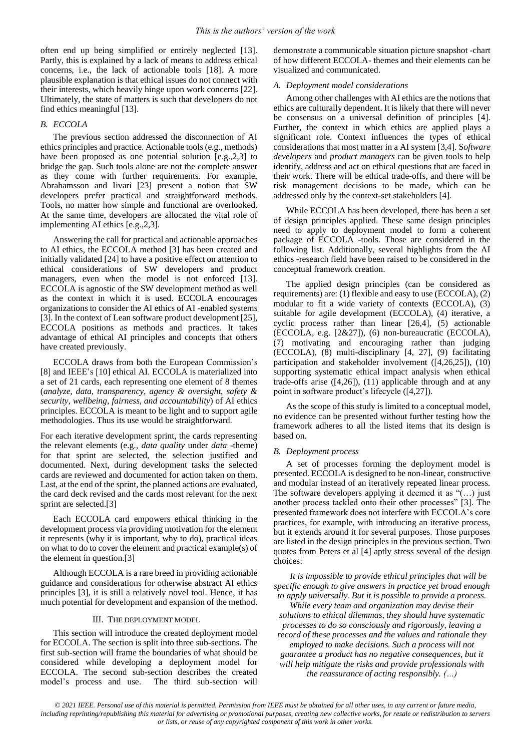often end up being simplified or entirely neglected [13]. Partly, this is explained by a lack of means to address ethical concerns, i.e., the lack of actionable tools [18]. A more plausible explanation is that ethical issues do not connect with their interests, which heavily hinge upon work concerns [22]. Ultimately, the state of matters is such that developers do not find ethics meaningful [13].

### B. ECCOLA

The previous section addressed the disconnection of AI ethics principles and practice. Actionable tools (e.g., methods) have been proposed as one potential solution [e.g.,2,3] to bridge the gap. Such tools alone are not the complete answer as they come with further requirements. For example, Abrahamsson and Iivari [23] present a notion that SW developers prefer practical and straightforward methods. Tools, no matter how simple and functional are overlooked. At the same time, developers are allocated the vital role of implementing AI ethics [e.g.,2,3].

Answering the call for practical and actionable approaches to AI ethics, the ECCOLA method [3] has been created and initially validated [24] to have a positive effect on attention to ethical considerations of SW developers and product managers, even when the model is not enforced [13]. ECCOLA is agnostic of the SW development method as well as the context in which it is used. ECCOLA encourages organizations to consider the AI ethics of AI -enabled systems [3]. In the context of Lean software product development [25], ECCOLA positions as methods and practices. It takes advantage of ethical AI principles and concepts that others have created previously.

ECCOLA draws from both the European Commission's [8] and IEEE's [10] ethical AI. ECCOLA is materialized into a set of 21 cards, each representing one element of 8 themes (*analyze, data, transparency, agency & oversight, safety & security, wellbeing, fairness, and accountability*) of AI ethics principles. ECCOLA is meant to be light and to support agile methodologies. Thus its use would be straightforward.

For each iterative development sprint, the cards representing the relevant elements (e.g., *data quality* under *data* -theme) for that sprint are selected, the selection justified and documented. Next, during development tasks the selected cards are reviewed and documented for action taken on them. Last, at the end of the sprint, the planned actions are evaluated, the card deck revised and the cards most relevant for the next sprint are selected.[3]

Each ECCOLA card empowers ethical thinking in the development process via providing motivation for the element it represents (why it is important, why to do), practical ideas on what to do to cover the element and practical example(s) of the element in question.[3]

Although ECCOLA is a rare breed in providing actionable guidance and considerations for otherwise abstract AI ethics principles [3], it is still a relatively novel tool. Hence, it has much potential for development and expansion of the method.

## III. The Deployment Model

This section will introduce the created deployment model for ECCOLA. The section is split into three sub-sections. The first sub-section will frame the boundaries of what should be considered while developing a deployment model for ECCOLA. The second sub-section describes the created model's process and use. The third sub-section will demonstrate a communicable situation picture snapshot -chart of how different ECCOLA- themes and their elements can be visualized and communicated.

### A. Deployment model considerations

Among other challenges with AI ethics are the notions that ethics are culturally dependent. It is likely that there will never be consensus on a universal definition of principles [4]. Further, the context in which ethics are applied plays a significant role. Context influences the types of ethical considerations that most matter in a AI system [3,4]. S*oftware developers* and *product managers* can be given tools to help identify, address and act on ethical questions that are faced in their work. There will be ethical trade-offs, and there will be risk management decisions to be made, which can be addressed only by the context-set stakeholders [4].

While ECCOLA has been developed, there has been a set of design principles applied. These same design principles need to apply to deployment model to form a coherent package of ECCOLA -tools. Those are considered in the following list. Additionally, several highlights from the AI ethics -research field have been raised to be considered in the conceptual framework creation.

The applied design principles (can be considered as requirements) are: (1) flexible and easy to use (ECCOLA), (2) modular to fit a wide variety of contexts (ECCOLA), (3) suitable for agile development (ECCOLA), (4) iterative, a cyclic process rather than linear [26,4], (5) actionable (ECCOLA, e.g. [2&27]), (6) non-bureaucratic (ECCOLA), (7) motivating and encouraging rather than judging (ECCOLA), (8) multi-disciplinary [4, 27], (9) facilitating participation and stakeholder involvement ([4,26,25]), (10) supporting systematic ethical impact analysis when ethical trade-offs arise ([4,26]), (11) applicable through and at any point in software product's lifecycle ([4,27]).

As the scope of this study is limited to a conceptual model, no evidence can be presented without further testing how the framework adheres to all the listed items that its design is based on.

### B. Deployment process

A set of processes forming the deployment model is presented. ECCOLA is designed to be non-linear, constructive and modular instead of an iteratively repeated linear process. The software developers applying it deemed it as "(…) just another process tackled onto their other processes" [3]. The presented framework does not interfere with ECCOLA's core practices, for example, with introducing an iterative process, but it extends around it for several purposes. Those purposes are listed in the design principles in the previous section. Two quotes from Peters et al [4] aptly stress several of the design choices:

> *It is impossible to provide ethical principles that will be specific enough to give answers in practice yet broad enough to apply universally. But it is possible to provide a process. While every team and organization may devise their solutions to ethical dilemmas, they should have systematic processes to do so consciously and rigorously, leaving a record of these processes and the values and rationale they employed to make decisions. Such a process will not guarantee a product has no negative consequences, but it will help mitigate the risks and provide professionals with the reassurance of acting responsibly. (…)*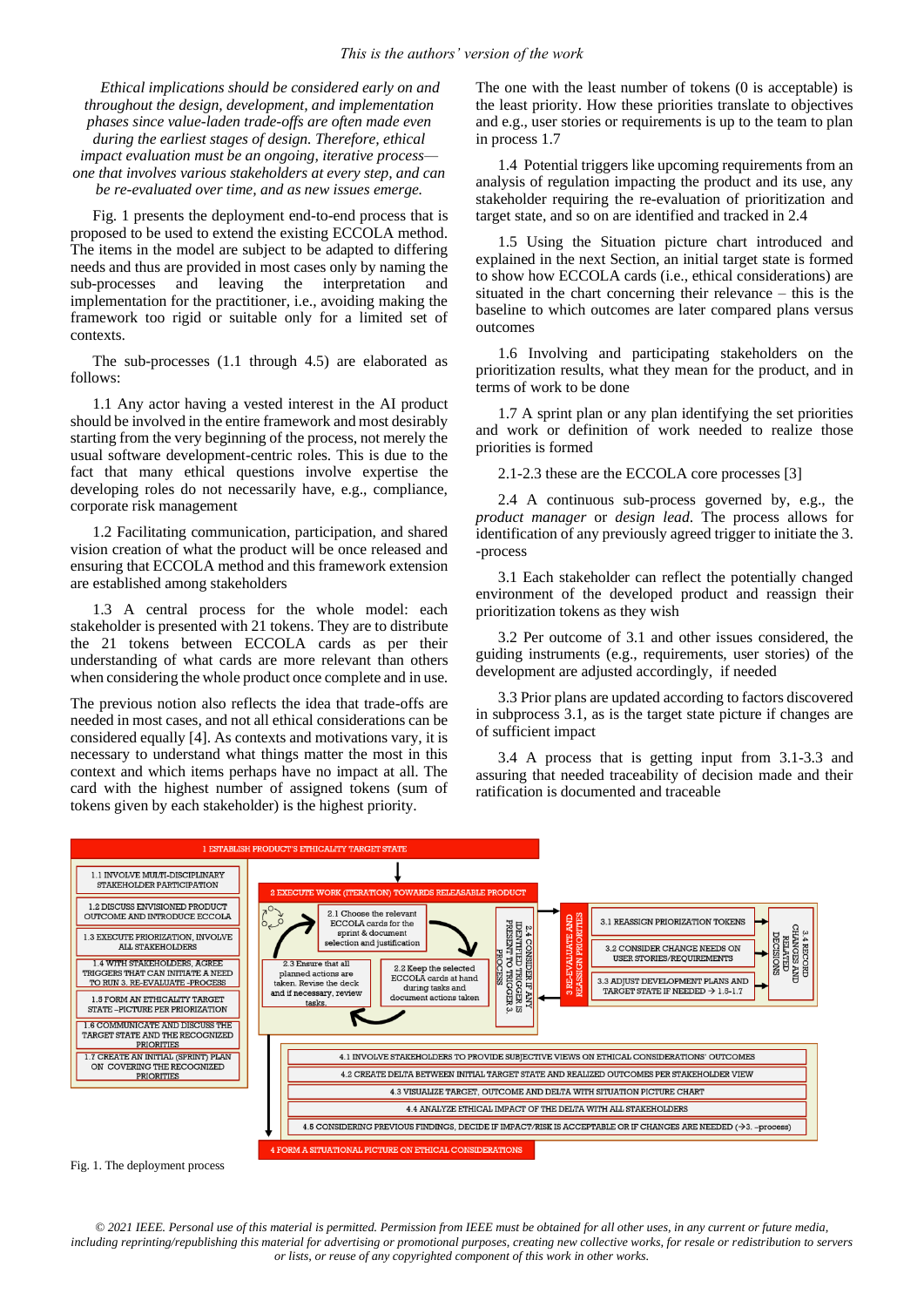*Ethical implications should be considered early on and throughout the design, development, and implementation phases since value-laden trade-offs are often made even during the earliest stages of design. Therefore, ethical impact evaluation must be an ongoing, iterative process—one that involves various stakeholders at every step, and can be re-evaluated over time, and as new issues emerge.*

Fig. 1 presents the deployment end-to-end process that is proposed to be used to extend the existing ECCOLA method. The items in the model are subject to be adapted to differing needs and thus are provided in most cases only by naming the sub-processes and leaving the interpretation and implementation for the practitioner, i.e., avoiding making the framework too rigid or suitable only for a limited set of contexts.

The sub-processes (1.1 through 4.5) are elaborated as follows:

1.1 Any actor having a vested interest in the AI product should be involved in the entire framework and most desirably starting from the very beginning of the process, not merely the usual software development-centric roles. This is due to the fact that many ethical questions involve expertise the developing roles do not necessarily have, e.g., compliance, corporate risk management

1.2 Facilitating communication, participation, and shared vision creation of what the product will be once released and ensuring that ECCOLA method and this framework extension are established among stakeholders

1.3 A central process for the whole model: each stakeholder is presented with 21 tokens. They are to distribute the 21 tokens between ECCOLA cards as per their understanding of what cards are more relevant than others when considering the whole product once complete and in use.

The previous notion also reflects the idea that trade-offs are needed in most cases, and not all ethical considerations can be considered equally [4]. As contexts and motivations vary, it is necessary to understand what things matter the most in this context and which items perhaps have no impact at all. The card with the highest number of assigned tokens (sum of tokens given by each stakeholder) is the highest priority. The one with the least number of tokens (0 is acceptable) is the least priority. How these priorities translate to objectives and e.g., user stories or requirements is up to the team to plan in process 1.7

1.4 Potential triggers like upcoming requirements from an analysis of regulation impacting the product and its use, any stakeholder requiring the re-evaluation of prioritization and target state, and so on are identified and tracked in 2.4

1.5 Using the Situation picture chart introduced and explained in the next Section, an initial target state is formed to show how ECCOLA cards (i.e., ethical considerations) are situated in the chart concerning their relevance – this is the baseline to which outcomes are later compared plans versus outcomes

1.6 Involving and participating stakeholders on the prioritization results, what they mean for the product, and in terms of work to be done

1.7 A sprint plan or any plan identifying the set priorities and work or definition of work needed to realize those priorities is formed

2.1-2.3 these are the ECCOLA core processes [3]

2.4 A continuous sub-process governed by, e.g., the *product manager* or *design lead*. The process allows for identification of any previously agreed trigger to initiate the 3. -process

3.1 Each stakeholder can reflect the potentially changed environment of the developed product and reassign their prioritization tokens as they wish

3.2 Per outcome of 3.1 and other issues considered, the guiding instruments (e.g., requirements, user stories) of the development are adjusted accordingly, if needed

3.3 Prior plans are updated according to factors discovered in subprocess 3.1, as is the target state picture if changes are of sufficient impact

3.4 A process that is getting input from 3.1-3.3 and assuring that needed traceability of decision made and their ratification is documented and traceable

**1 ESTABLISH PRODUCT'S ETHICALITY TARGET STATE**
- 1.1 INVOLVE MULTI-DISCIPLINARY STAKEHOLDER PARTICIPATION
- 1.2 DISCUSS ENVISIONED PRODUCT OUTCOME AND INTRODUCE ECCOLA
- 1.3 EXECUTE PRIORIZATION, INVOLVE ALL STAKEHOLDERS
- 1.4 WITH STAKEHOLDERS, AGREE TRIGGERS THAT CAN INITIATE A NEED TO RUN 3. RE-EVALUATE -PROCESS
- 1.5 FORM AN ETHICALITY TARGET STATE –PICTURE PER PRIORIZATION
- 1.6 COMMUNICATE AND DISCUSS THE TARGET STATE AND THE RECOGNIZED PRIORITIES
- 1.7 CREATE AN INITIAL (SPRINT) PLAN ON COVERING THE RECOGNIZED PRIORITIES

**2 EXECUTE WORK (ITERATION) TOWARDS RELEASABLE PRODUCT**
- 2.1 Choose the relevant ECCOLA cards for the sprint & document selection and justification
- 2.2 Keep the selected ECCOLA cards at hand during tasks and document actions taken
- 2.3 Ensure that all planned actions are taken. Revise the deck and if necessary, review tasks.
- 2.4 CONSIDER IF ANY IDENTIFIED TRIGGER IS PRESENT TO TRIGGER 3. PROCESS

**3 RE-EVALUATE AND REASSIGN PRIORITIES**
- 3.1 REASSIGN PRIORIZATION TOKENS
- 3.2 CONSIDER CHANGE NEEDS ON USER STORIES/REQUIREMENTS
- 3.3 ADJUST DEVELOPMENT PLANS AND TARGET STATE IF NEEDED → 1.5-1.7
- 3.4 RECORD CHANGES AND RELATED DECISIONS

**4 FORM A SITUATIONAL PICTURE ON ETHICAL CONSIDERATIONS**
- 4.1 INVOLVE STAKEHOLDERS TO PROVIDE SUBJECTIVE VIEWS ON ETHICAL CONSIDERATIONS' OUTCOMES
- 4.2 CREATE DELTA BETWEEN INITIAL TARGET STATE AND REALIZED OUTCOMES PER STAKEHOLDER VIEW
- 4.3 VISUALIZE TARGET, OUTCOME AND DELTA WITH SITUATION PICTURE CHART
- 4.4 ANALYZE ETHICAL IMPACT OF THE DELTA WITH ALL STAKEHOLDERS
- 4.5 CONSIDERING PREVIOUS FINDINGS, DECIDE IF IMPACT/RISK IS ACCEPTABLE OR IF CHANGES ARE NEEDED (→3. -process)

Fig. 1. The deployment process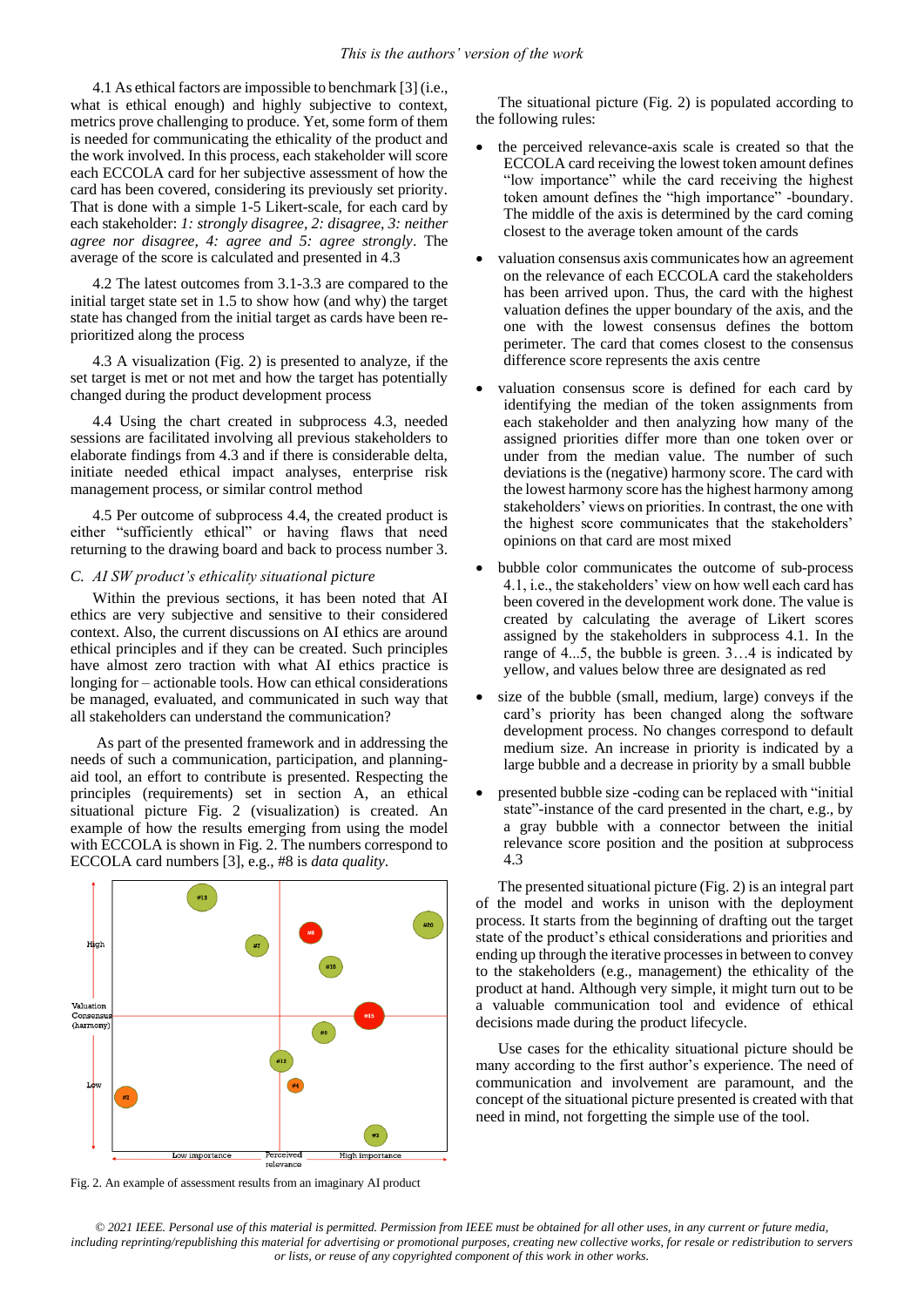4.1 As ethical factors are impossible to benchmark [3] (i.e., what is ethical enough) and highly subjective to context, metrics prove challenging to produce. Yet, some form of them is needed for communicating the ethicality of the product and the work involved. In this process, each stakeholder will score each ECCOLA card for her subjective assessment of how the card has been covered, considering its previously set priority. That is done with a simple 1-5 Likert-scale, for each card by each stakeholder: *1: strongly disagree, 2: disagree, 3: neither agree nor disagree, 4: agree and 5: agree strongly*. The average of the score is calculated and presented in 4.3

4.2 The latest outcomes from 3.1-3.3 are compared to the initial target state set in 1.5 to show how (and why) the target state has changed from the initial target state as cards have been re-prioritized along the process

4.3 A visualization (Fig. 2) is presented to analyze, if the set target is met or not met and how the target has potentially changed during the product development process

4.4 Using the chart created in subprocess 4.3, needed sessions are facilitated involving all previous stakeholders to elaborate findings from 4.3 and if there is considerable delta, initiate needed ethical impact analyses, enterprise risk management process, or similar control method

4.5 Per outcome of subprocess 4.4, the created product is either "sufficiently ethical" or having flaws that need returning to the drawing board and back to process number 3.

### C. AI SW product's ethicality situational picture

Within the previous sections, it has been noted that AI ethics are very subjective and sensitive to their considered context. Also, the current discussions on AI ethics are around ethical principles and if they can be created. Such principles have almost zero traction with what AI ethics practice is longing for – actionable tools. How can ethical considerations be managed, evaluated, and communicated in such way that all stakeholders can understand the communication?

As part of the presented framework and in addressing the needs of such a communication, participation, and planning-aid tool, an effort to contribute is presented. Respecting the principles (requirements) set in section A, an ethical situational picture Fig. 2 (visualization) is created. An example of how the results emerging from using the model with ECCOLA is shown in Fig. 2. The numbers correspond to ECCOLA card numbers [3], e.g., #8 is *data quality*.

Fig. 2. An example of assessment results from an imaginary AI product

The situational picture (Fig. 2) is populated according to the following rules:

- the perceived relevance-axis scale is created so that the ECCOLA card receiving the lowest token amount defines "low importance" while the card receiving the highest token amount defines the "high importance" -boundary. The middle of the axis is determined by the card coming closest to the average token amount of the cards
- valuation consensus axis communicates how an agreement on the relevance of each ECCOLA card the stakeholders has been arrived upon. Thus, the card with the highest valuation defines the upper boundary of the axis, and the one with the lowest consensus defines the bottom perimeter. The card that comes closest to the consensus difference score represents the axis centre
- valuation consensus score is defined for each card by identifying the median of the token assignments from each stakeholder and then analyzing how many of the assigned priorities differ more than one token over or under from the median value. The number of such deviations is the (negative) harmony score. The card with the lowest harmony score has the highest harmony among stakeholders' views on priorities. In contrast, the one with the highest score communicates that the stakeholders' opinions on that card are most mixed
- bubble color communicates the outcome of sub-process 4.1, i.e., the stakeholders' view on how well each card has been covered in the development work done. The value is created by calculating the average of Likert scores assigned by the stakeholders in subprocess 4.1. In the range of 4...5, the bubble is green. 3…4 is indicated by yellow, and values below three are designated as red
- size of the bubble (small, medium, large) conveys if the card's priority has been changed along the software development process. No changes correspond to default medium size. An increase in priority is indicated by a large bubble and a decrease in priority by a small bubble
- presented bubble size -coding can be replaced with "initial state"-instance of the card presented in the chart, e.g., by a gray bubble with a connector between the initial relevance score position and the position at subprocess 4.3

The presented situational picture (Fig. 2) is an integral part of the model and works in unison with the deployment process. It starts from the beginning of drafting out the target state of the product's ethical considerations and priorities and ending up through the iterative processes in between to convey to the stakeholders (e.g., management) the ethicality of the product at hand. Although very simple, it might turn out to be a valuable communication tool and evidence of ethical decisions made during the product lifecycle.

Use cases for the ethicality situational picture should be many according to the first author's experience. The need of communication and involvement are paramount, and the concept of the situational picture presented is created with that need in mind, not forgetting the simple use of the tool.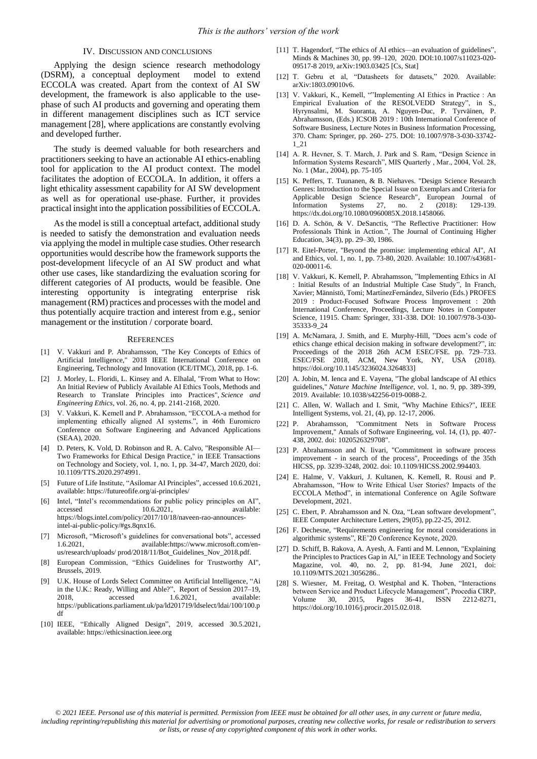## IV. Discussion and Conclusions

Applying the design science research methodology (DSRM), a conceptual deployment model to extend ECCOLA was created. Apart from the context of AI SW development, the framework is also applicable to the use-phase of such AI products and governing and operating them in different management disciplines such as ICT service management [28], where applications are constantly evolving and developed further.

The study is deemed valuable for both researchers and practitioners seeking to have an actionable AI ethics-enabling tool for application to the AI product context. The model facilitates the adoption of ECCOLA. In addition, it offers a light ethicality assessment capability for AI SW development as well as for operational use-phase. Further, it provides practical insight into the application possibilities of ECCOLA.

As the model is still a conceptual artefact, additional study is needed to satisfy the demonstration and evaluation needs via applying the model in multiple case studies. Other research opportunities would describe how the framework supports the post-development lifecycle of an AI SW product and what other use cases, like standardizing the evaluation scoring for different categories of AI products, would be feasible. One interesting opportunity is integrating enterprise risk management (RM) practices and processes with the model and thus potentially acquire traction and interest from e.g., senior management or the institution / corporate board.

## References

[1] V. Vakkuri and P. Abrahamsson, "The Key Concepts of Ethics of Artificial Intelligence," 2018 IEEE International Conference on Engineering, Technology and Innovation (ICE/ITMC), 2018, pp. 1-6.

[2] J. Morley, L. Floridi, L. Kinsey and A. Elhalal, "From What to How: An Initial Review of Publicly Available AI Ethics Tools, Methods and Research to Translate Principles into Practices", *Science and Engineering Ethics*, vol. 26, no. 4, pp. 2141-2168, 2020.

[3] V. Vakkuri, K. Kemell and P. Abrahamsson, "ECCOLA-a method for implementing ethically aligned AI systems.", in 46th Euromicro Conference on Software Engineering and Advanced Applications (SEAA), 2020.

[4] D. Peters, K. Vold, D. Robinson and R. A. Calvo, "Responsible AI—Two Frameworks for Ethical Design Practice," in IEEE Transactions on Technology and Society, vol. 1, no. 1, pp. 34-47, March 2020, doi: 10.1109/TTS.2020.2974991.

[5] Future of Life Institute, "Asilomar AI Principles", accessed 10.6.2021, available: https://futureofife.org/ai-principles/

[6] Intel, "Intel's recommendations for public policy principles on AI", accessed 10.6.2021, available: https://blogs.intel.com/policy/2017/10/18/naveen-rao-announces-intel-ai-public-policy/#gs.8qnx16.

[7] Microsoft, "Microsoft's guidelines for conversational bots", accessed 1.6.2021, available:https://www.microsoft.com/en-us/research/uploads/ prod/2018/11/Bot_Guidelines_Nov_2018.pdf.

[8] European Commission, "Ethics Guidelines for Trustworthy AI", Brussels, 2019.

[9] U.K. House of Lords Select Committee on Artificial Intelligence, "Ai in the U.K.: Ready, Willing and Able?", Report of Session 2017–19, 2018, accessed 1.6.2021, available: https://publications.parliament.uk/pa/ld201719/ldselect/ldai/100/100.pdf

[10] IEEE, "Ethically Aligned Design", 2019, accessed 30.5.2021, available: https://ethicsinaction.ieee.org

[11] T. Hagendorf, "The ethics of AI ethics—an evaluation of guidelines", Minds & Machines 30, pp. 99–120, 2020. DOI:10.1007/s11023-020-09517-8 2019, arXiv:1903.03425 [Cs, Stat]

[12] T. Gebru et al, "Datasheets for datasets," 2020. Available: arXiv:1803.09010v6.

[13] V. Vakkuri, K., Kemell, ""Implementing AI Ethics in Practice : An Empirical Evaluation of the RESOLVEDD Strategy", in S., Hyrynsalmi, M. Suoranta, A. Nguyen-Duc, P. Tyrväinen, P. Abrahamsson, (Eds.) ICSOB 2019 : 10th International Conference of Software Business, Lecture Notes in Business Information Processing, 370. Cham: Springer, pp. 260- 275. DOI: 10.1007/978-3-030-33742-1_21

[14] A. R. Hevner, S. T. March, J. Park and S. Ram, "Design Science in Information Systems Research", MIS Quarterly , Mar., 2004, Vol. 28, No. 1 (Mar., 2004), pp. 75-105

[15] K. Peffers, T. Tuunanen, & B. Niehaves. "Design Science Research Genres: Introduction to the Special Issue on Exemplars and Criteria for Applicable Design Science Research", European Journal of Information Systems 27, no. 2 (2018): 129-139. https://dx.doi.org/10.1080/0960085X.2018.1458066.

[16] D. A. Schön, & V. DeSanctis, "The Reflective Practitioner: How Professionals Think in Action.", The Journal of Continuing Higher Education, 34(3), pp. 29–30, 1986.

[17] R. Eitel-Porter, "Beyond the promise: implementing ethical AI", AI and Ethics, vol. 1, no. 1, pp. 73-80, 2020. Available: 10.1007/s43681-020-00011-6.

[18] V. Vakkuri, K. Kemell, P. Abrahamsson, "Implementing Ethics in AI : Initial Results of an Industrial Multiple Case Study", In Franch, Xavier; Männistö, Tomi; MartínezFernández, Silverio (Eds.) PROFES 2019 : Product-Focused Software Process Improvement : 20th International Conference, Proceedings, Lecture Notes in Computer Science, 11915. Cham: Springer, 331-338. DOI: 10.1007/978-3-030-35333-9_24

[19] A. McNamara, J. Smith, and E. Murphy-Hill, "Does acm's code of ethics change ethical decision making in software development?", in: Proceedings of the 2018 26th ACM ESEC/FSE. pp. 729–733. ESEC/FSE 2018, ACM, New York, NY, USA (2018). https://doi.org/10.1145/3236024.3264833]

[20] A. Jobin, M. Ienca and E. Vayena, "The global landscape of AI ethics guidelines," *Nature Machine Intelligence*, vol. 1, no. 9, pp. 389-399, 2019. Available: 10.1038/s42256-019-0088-2.

[21] C. Allen, W. Wallach and I. Smit, "Why Machine Ethics?", IEEE Intelligent Systems, vol. 21, (4), pp. 12-17, 2006.

[22] P. Abrahamsson, "Commitment Nets in Software Process Improvement," Annals of Software Engineering, vol. 14, (1), pp. 407-438, 2002. doi: 1020526329708".

[23] P. Abrahamsson and N. Iivari, "Commitment in software process improvement - in search of the process", Proceedings of the 35th HICSS, pp. 3239-3248, 2002. doi: 10.1109/HICSS.2002.994403.

[24] E. Halme, V. Vakkuri, J. Kultanen, K. Kemell, R. Rousi and P. Abrahamsson, "How to Write Ethical User Stories? Impacts of the ECCOLA Method", in international Conference on Agile Software Development, 2021.

[25] C. Ebert, P. Abrahamsson and N. Oza, "Lean software development", IEEE Computer Architecture Letters, 29(05), pp.22-25, 2012.

[26] F. Dechesne, "Requirements engineering for moral considerations in algorithmic systems", RE'20 Conference Keynote, 2020.

[27] D. Schiff, B. Rakova, A. Ayesh, A. Fanti and M. Lennon, "Explaining the Principles to Practices Gap in AI," in IEEE Technology and Society Magazine, vol. 40, no. 2, pp. 81-94, June 2021, doi: 10.1109/MTS.2021.3056286..

[28] S. Wiesner, M. Freitag, O. Westphal and K. Thoben, "Interactions between Service and Product Lifecycle Management", Procedia CIRP, Volume 30, 2015, Pages 36-41, ISSN 2212-8271, https://doi.org/10.1016/j.procir.2015.02.018.